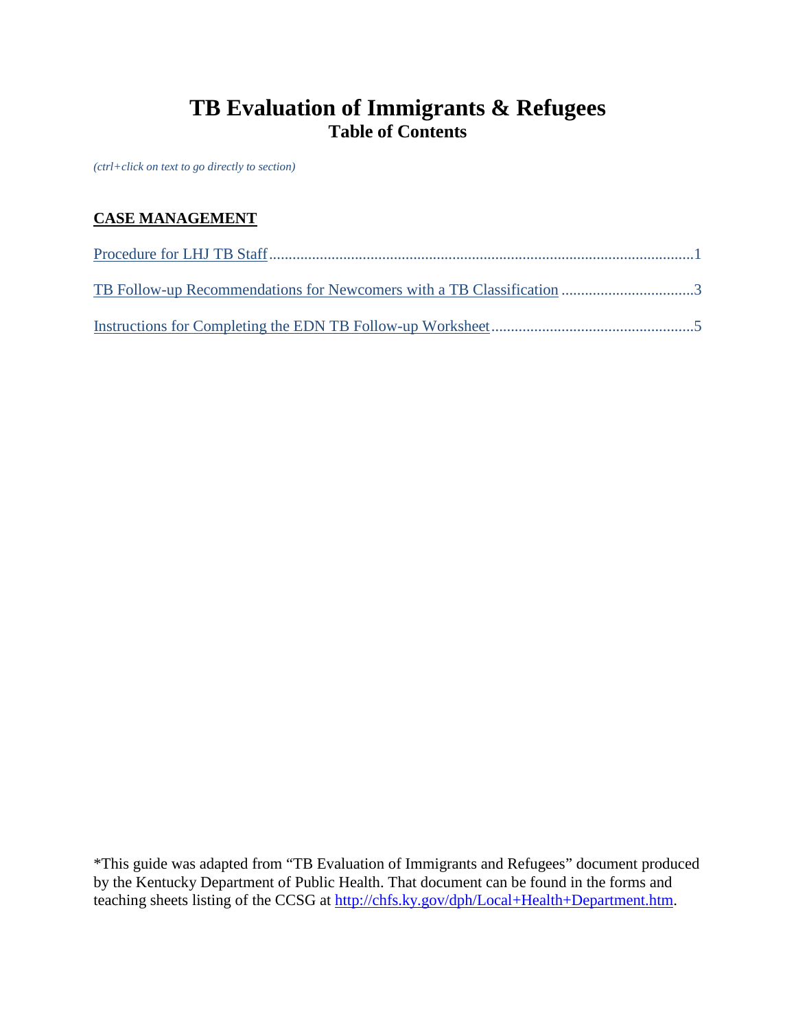# TB Evaluation of Immigrants & Refugees

## Table of Contents

*(ctrl+click on text to go directly to section)*

**CASE MANAGEMENT**

Procedure for LHJ TB Staff .......................................................................................................... 1

TB Follow-up Recommendations for Newcomers with a TB Classification ................................. 3

Instructions for Completing the EDN TB Follow-up Worksheet ................................................... 5

*This guide was adapted from "TB Evaluation of Immigrants and Refugees" document produced by the Kentucky Department of Public Health. That document can be found in the forms and teaching sheets listing of the CCSG at http://chfs.ky.gov/dph/Local+Health+Department.htm.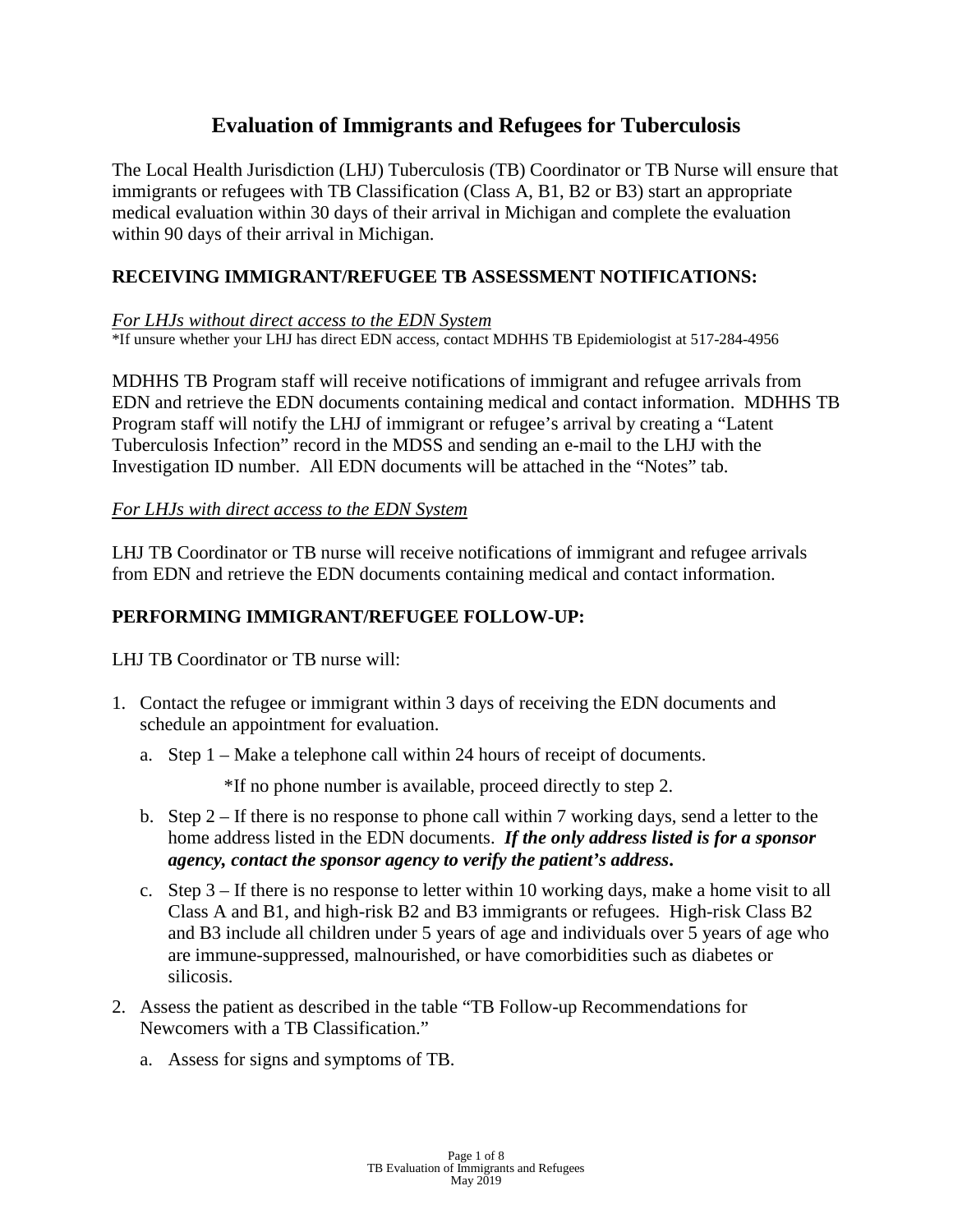# Evaluation of Immigrants and Refugees for Tuberculosis

The Local Health Jurisdiction (LHJ) Tuberculosis (TB) Coordinator or TB Nurse will ensure that immigrants or refugees with TB Classification (Class A, B1, B2 or B3) start an appropriate medical evaluation within 30 days of their arrival in Michigan and complete the evaluation within 90 days of their arrival in Michigan.

## RECEIVING IMMIGRANT/REFUGEE TB ASSESSMENT NOTIFICATIONS:

*For LHJs without direct access to the EDN System*

*If unsure whether your LHJ has direct EDN access, contact MDHHS TB Epidemiologist at 517-284-4956

MDHHS TB Program staff will receive notifications of immigrant and refugee arrivals from EDN and retrieve the EDN documents containing medical and contact information. MDHHS TB Program staff will notify the LHJ of immigrant or refugee's arrival by creating a "Latent Tuberculosis Infection" record in the MDSS and sending an e-mail to the LHJ with the Investigation ID number. All EDN documents will be attached in the "Notes" tab.

*For LHJs with direct access to the EDN System*

LHJ TB Coordinator or TB nurse will receive notifications of immigrant and refugee arrivals from EDN and retrieve the EDN documents containing medical and contact information.

## PERFORMING IMMIGRANT/REFUGEE FOLLOW-UP:

LHJ TB Coordinator or TB nurse will:

1. Contact the refugee or immigrant within 3 days of receiving the EDN documents and schedule an appointment for evaluation.
   a. Step 1 – Make a telephone call within 24 hours of receipt of documents.

      *If no phone number is available, proceed directly to step 2.

   b. Step 2 – If there is no response to phone call within 7 working days, send a letter to the home address listed in the EDN documents. ***If the only address listed is for a sponsor agency, contact the sponsor agency to verify the patient's address.***
   c. Step 3 – If there is no response to letter within 10 working days, make a home visit to all Class A and B1, and high-risk B2 and B3 immigrants or refugees. High-risk Class B2 and B3 include all children under 5 years of age and individuals over 5 years of age who are immune-suppressed, malnourished, or have comorbidities such as diabetes or silicosis.
2. Assess the patient as described in the table "TB Follow-up Recommendations for Newcomers with a TB Classification."
   a. Assess for signs and symptoms of TB.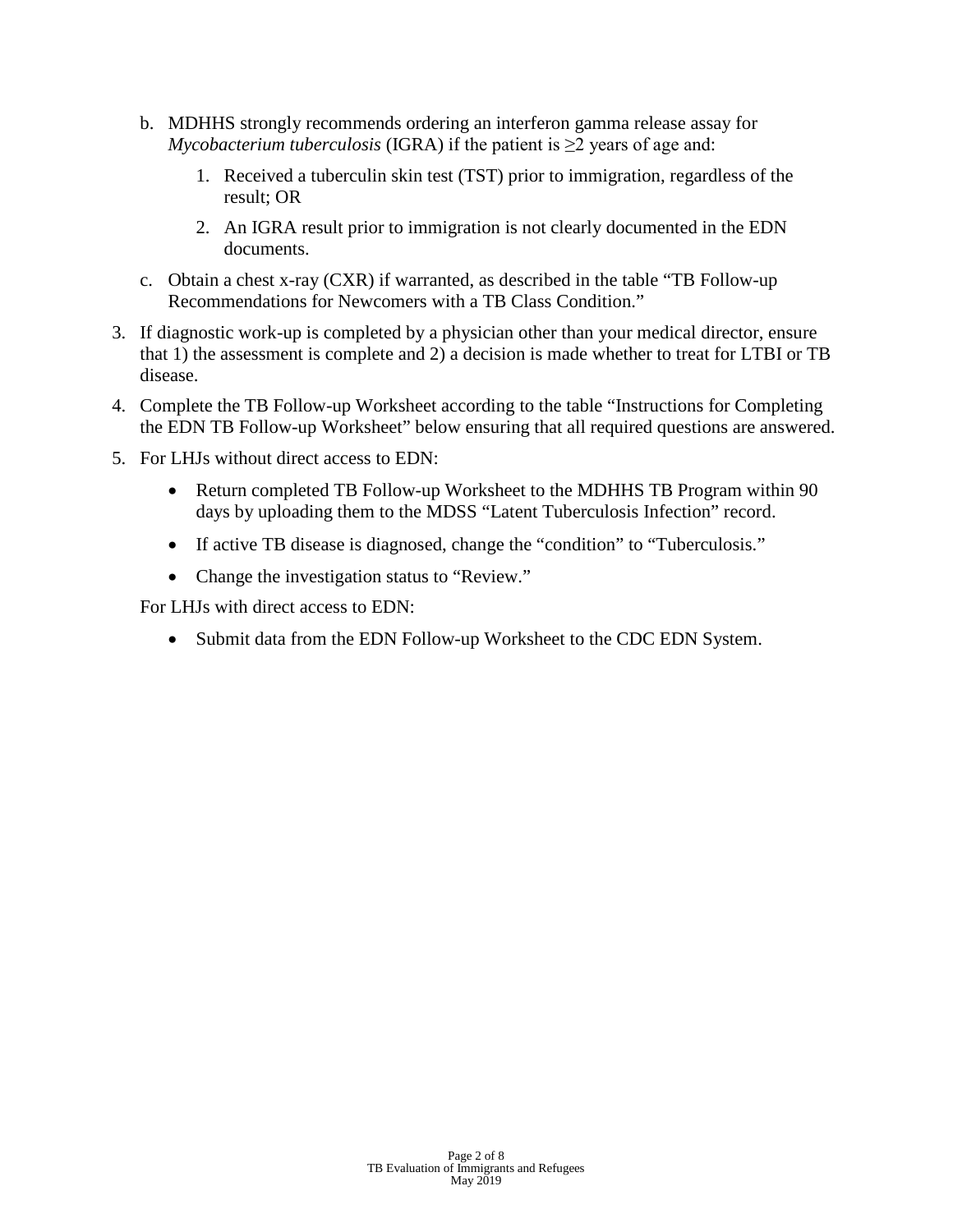b. MDHHS strongly recommends ordering an interferon gamma release assay for *Mycobacterium tuberculosis* (IGRA) if the patient is ≥2 years of age and:

   1. Received a tuberculin skin test (TST) prior to immigration, regardless of the result; OR

   2. An IGRA result prior to immigration is not clearly documented in the EDN documents.

c. Obtain a chest x-ray (CXR) if warranted, as described in the table "TB Follow-up Recommendations for Newcomers with a TB Class Condition."

3. If diagnostic work-up is completed by a physician other than your medical director, ensure that 1) the assessment is complete and 2) a decision is made whether to treat for LTBI or TB disease.

4. Complete the TB Follow-up Worksheet according to the table "Instructions for Completing the EDN TB Follow-up Worksheet" below ensuring that all required questions are answered.

5. For LHJs without direct access to EDN:

   - Return completed TB Follow-up Worksheet to the MDHHS TB Program within 90 days by uploading them to the MDSS "Latent Tuberculosis Infection" record.
   - If active TB disease is diagnosed, change the "condition" to "Tuberculosis."
   - Change the investigation status to "Review."

   For LHJs with direct access to EDN:

   - Submit data from the EDN Follow-up Worksheet to the CDC EDN System.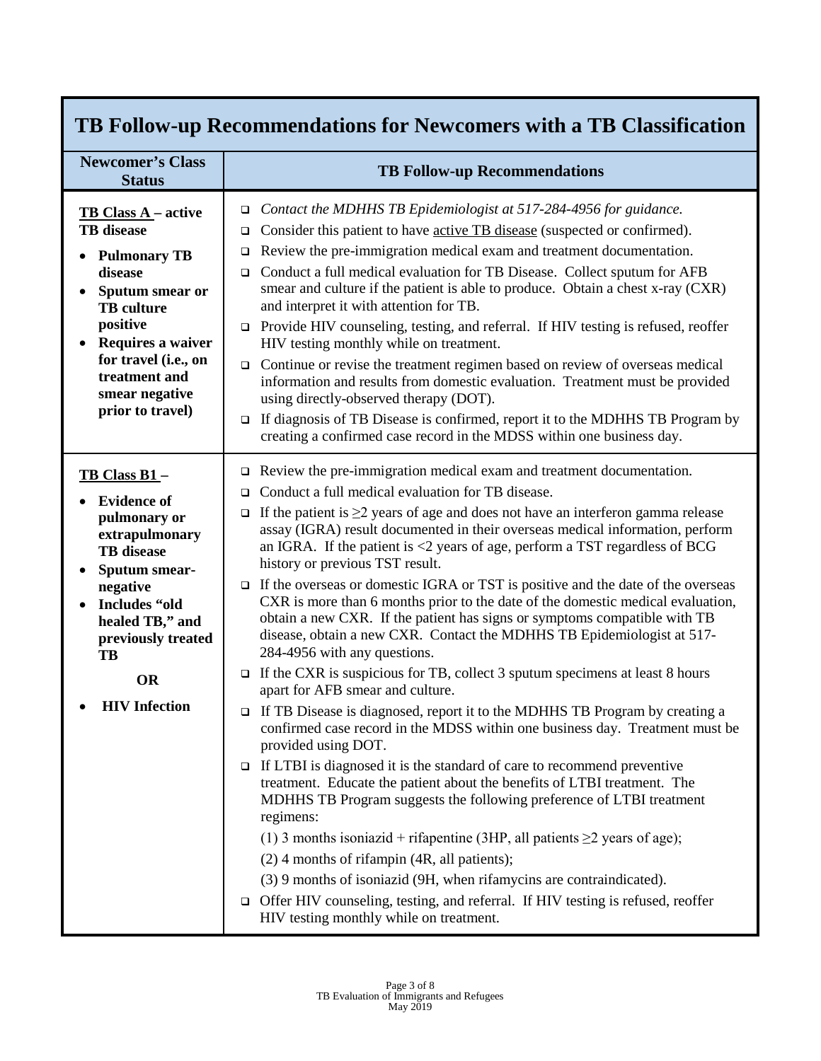## TB Follow-up Recommendations for Newcomers with a TB Classification

| Newcomer's Class Status | TB Follow-up Recommendations |
|---|---|
| **<u>TB Class A</u> – active TB disease**<br>• **Pulmonary TB disease**<br>• **Sputum smear or TB culture positive**<br>• **Requires a waiver for travel (i.e., on treatment and smear negative prior to travel)** | ❑ *Contact the MDHHS TB Epidemiologist at 517-284-4956 for guidance.*<br>❑ Consider this patient to have <u>active TB disease</u> (suspected or confirmed).<br>❑ Review the pre-immigration medical exam and treatment documentation.<br>❑ Conduct a full medical evaluation for TB Disease. Collect sputum for AFB smear and culture if the patient is able to produce. Obtain a chest x-ray (CXR) and interpret it with attention for TB.<br>❑ Provide HIV counseling, testing, and referral. If HIV testing is refused, reoffer HIV testing monthly while on treatment.<br>❑ Continue or revise the treatment regimen based on review of overseas medical information and results from domestic evaluation. Treatment must be provided using directly-observed therapy (DOT).<br>❑ If diagnosis of TB Disease is confirmed, report it to the MDHHS TB Program by creating a confirmed case record in the MDSS within one business day. |
| **<u>TB Class B1</u> –**<br>• **Evidence of pulmonary or extrapulmonary TB disease**<br>• **Sputum smear-negative**<br>• **Includes "old healed TB," and previously treated TB**<br>**OR**<br>• **HIV Infection** | ❑ Review the pre-immigration medical exam and treatment documentation.<br>❑ Conduct a full medical evaluation for TB disease.<br>❑ If the patient is $\geq 2$ years of age and does not have an interferon gamma release assay (IGRA) result documented in their overseas medical information, perform an IGRA. If the patient is $<2$ years of age, perform a TST regardless of BCG history or previous TST result.<br>❑ If the overseas or domestic IGRA or TST is positive and the date of the overseas CXR is more than 6 months prior to the date of the domestic medical evaluation, obtain a new CXR. If the patient has signs or symptoms compatible with TB disease, obtain a new CXR. Contact the MDHHS TB Epidemiologist at 517-284-4956 with any questions.<br>❑ If the CXR is suspicious for TB, collect 3 sputum specimens at least 8 hours apart for AFB smear and culture.<br>❑ If TB Disease is diagnosed, report it to the MDHHS TB Program by creating a confirmed case record in the MDSS within one business day. Treatment must be provided using DOT.<br>❑ If LTBI is diagnosed it is the standard of care to recommend preventive treatment. Educate the patient about the benefits of LTBI treatment. The MDHHS TB Program suggests the following preference of LTBI treatment regimens:<br>(1) 3 months isoniazid + rifapentine (3HP, all patients $\geq 2$ years of age);<br>(2) 4 months of rifampin (4R, all patients);<br>(3) 9 months of isoniazid (9H, when rifamycins are contraindicated).<br>❑ Offer HIV counseling, testing, and referral. If HIV testing is refused, reoffer HIV testing monthly while on treatment. |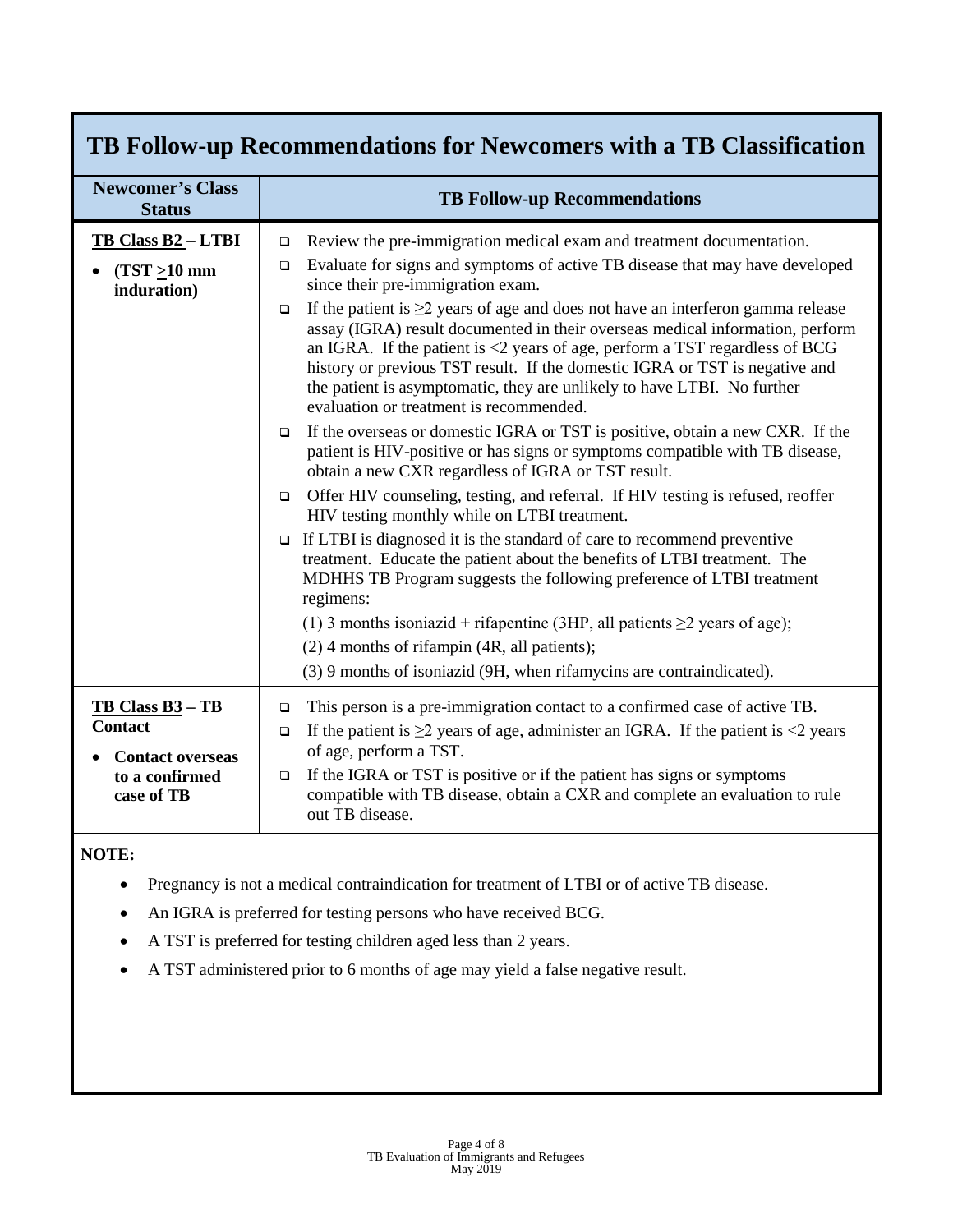# TB Follow-up Recommendations for Newcomers with a TB Classification

| Newcomer's Class Status | TB Follow-up Recommendations |
|---|---|
| **TB Class B2 – LTBI**<br>• **(TST ≥10 mm induration)** | ❑ Review the pre-immigration medical exam and treatment documentation.<br>❑ Evaluate for signs and symptoms of active TB disease that may have developed since their pre-immigration exam.<br>❑ If the patient is ≥2 years of age and does not have an interferon gamma release assay (IGRA) result documented in their overseas medical information, perform an IGRA. If the patient is <2 years of age, perform a TST regardless of BCG history or previous TST result. If the domestic IGRA or TST is negative and the patient is asymptomatic, they are unlikely to have LTBI. No further evaluation or treatment is recommended.<br>❑ If the overseas or domestic IGRA or TST is positive, obtain a new CXR. If the patient is HIV-positive or has signs or symptoms compatible with TB disease, obtain a new CXR regardless of IGRA or TST result.<br>❑ Offer HIV counseling, testing, and referral. If HIV testing is refused, reoffer HIV testing monthly while on LTBI treatment.<br>❑ If LTBI is diagnosed it is the standard of care to recommend preventive treatment. Educate the patient about the benefits of LTBI treatment. The MDHHS TB Program suggests the following preference of LTBI treatment regimens:<br>(1) 3 months isoniazid + rifapentine (3HP, all patients ≥2 years of age);<br>(2) 4 months of rifampin (4R, all patients);<br>(3) 9 months of isoniazid (9H, when rifamycins are contraindicated). |
| **TB Class B3 – TB Contact**<br>• **Contact overseas to a confirmed case of TB** | ❑ This person is a pre-immigration contact to a confirmed case of active TB.<br>❑ If the patient is ≥2 years of age, administer an IGRA. If the patient is <2 years of age, perform a TST.<br>❑ If the IGRA or TST is positive or if the patient has signs or symptoms compatible with TB disease, obtain a CXR and complete an evaluation to rule out TB disease. |

**NOTE:**

- Pregnancy is not a medical contraindication for treatment of LTBI or of active TB disease.
- An IGRA is preferred for testing persons who have received BCG.
- A TST is preferred for testing children aged less than 2 years.
- A TST administered prior to 6 months of age may yield a false negative result.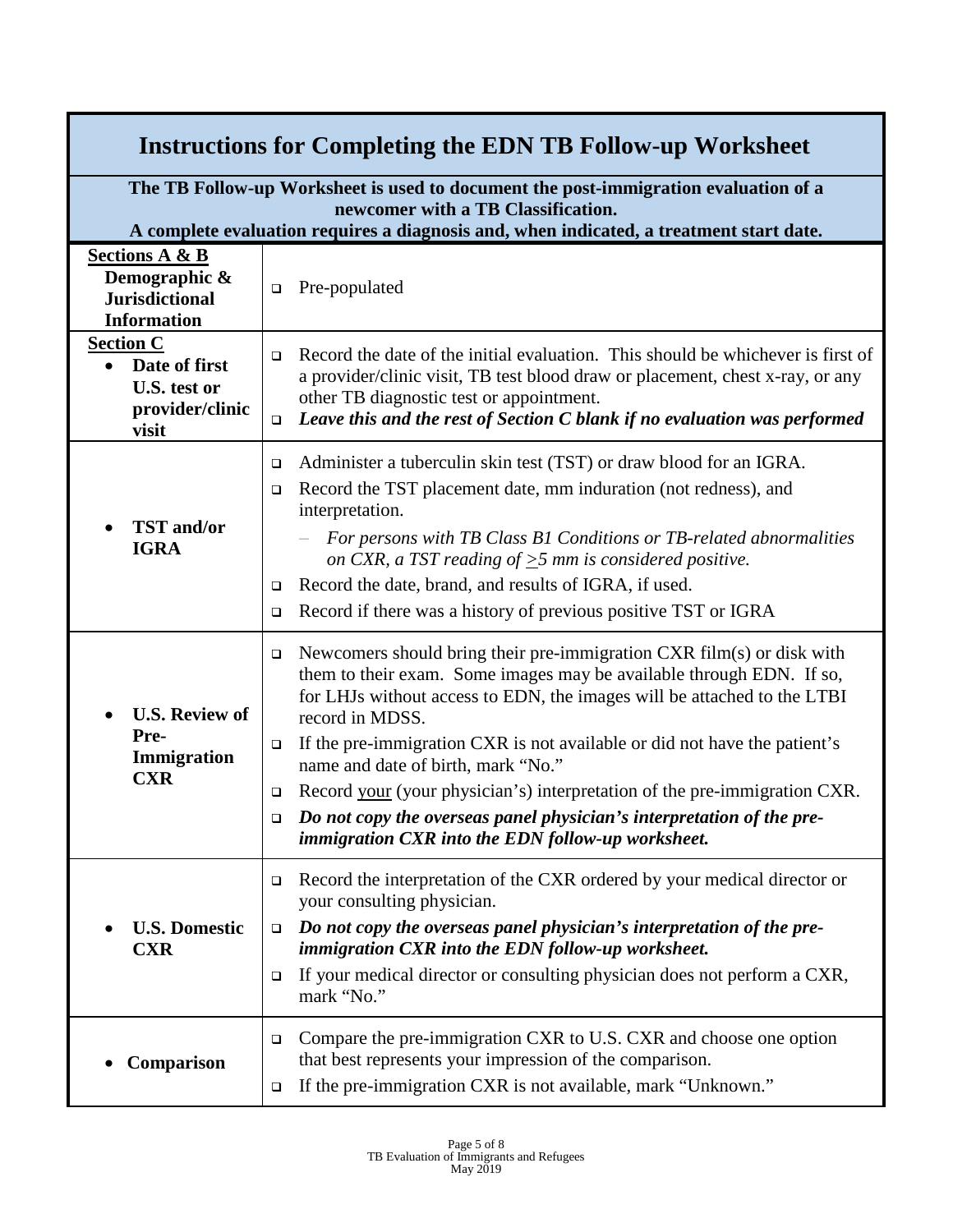# Instructions for Completing the EDN TB Follow-up Worksheet

**The TB Follow-up Worksheet is used to document the post-immigration evaluation of a newcomer with a TB Classification.**
**A complete evaluation requires a diagnosis and, when indicated, a treatment start date.**

| Section | Instructions |
|---|---|
| **Sections A & B** <br> **Demographic & Jurisdictional Information** | ❑ Pre-populated |
| **Section C** <br> • **Date of first U.S. test or provider/clinic visit** | ❑ Record the date of the initial evaluation. This should be whichever is first of a provider/clinic visit, TB test blood draw or placement, chest x-ray, or any other TB diagnostic test or appointment. <br> ❑ ***Leave this and the rest of Section C blank if no evaluation was performed*** |
| • **TST and/or IGRA** | ❑ Administer a tuberculin skin test (TST) or draw blood for an IGRA. <br> ❑ Record the TST placement date, mm induration (not redness), and interpretation. <br> – *For persons with TB Class B1 Conditions or TB-related abnormalities on CXR, a TST reading of $\geq$5 mm is considered positive.* <br> ❑ Record the date, brand, and results of IGRA, if used. <br> ❑ Record if there was a history of previous positive TST or IGRA |
| • **U.S. Review of Pre-Immigration CXR** | ❑ Newcomers should bring their pre-immigration CXR film(s) or disk with them to their exam. Some images may be available through EDN. If so, for LHJs without access to EDN, the images will be attached to the LTBI record in MDSS. <br> ❑ If the pre-immigration CXR is not available or did not have the patient's name and date of birth, mark "No." <br> ❑ Record your (your physician's) interpretation of the pre-immigration CXR. <br> ❑ ***Do not copy the overseas panel physician's interpretation of the pre-immigration CXR into the EDN follow-up worksheet.*** |
| • **U.S. Domestic CXR** | ❑ Record the interpretation of the CXR ordered by your medical director or your consulting physician. <br> ❑ ***Do not copy the overseas panel physician's interpretation of the pre-immigration CXR into the EDN follow-up worksheet.*** <br> ❑ If your medical director or consulting physician does not perform a CXR, mark "No." |
| • **Comparison** | ❑ Compare the pre-immigration CXR to U.S. CXR and choose one option that best represents your impression of the comparison. <br> ❑ If the pre-immigration CXR is not available, mark "Unknown." |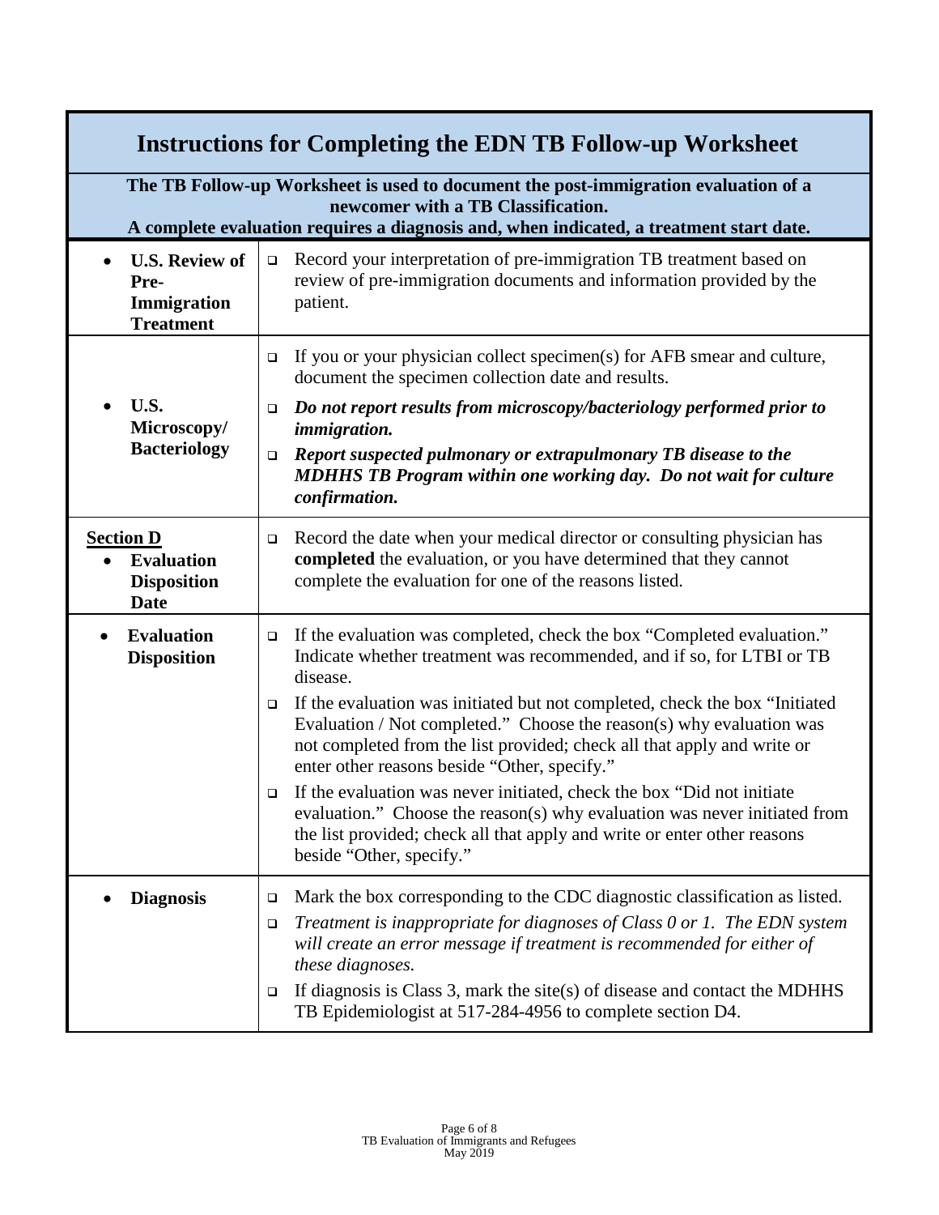# Instructions for Completing the EDN TB Follow-up Worksheet

**The TB Follow-up Worksheet is used to document the post-immigration evaluation of a newcomer with a TB Classification.**
**A complete evaluation requires a diagnosis and, when indicated, a treatment start date.**

| Field | Instructions |
|---|---|
| • **U.S. Review of Pre-Immigration Treatment** | ❑ Record your interpretation of pre-immigration TB treatment based on review of pre-immigration documents and information provided by the patient. |
| • **U.S. Microscopy/ Bacteriology** | ❑ If you or your physician collect specimen(s) for AFB smear and culture, document the specimen collection date and results.<br>❑ ***Do not report results from microscopy/bacteriology performed prior to immigration.***<br>❑ ***Report suspected pulmonary or extrapulmonary TB disease to the MDHHS TB Program within one working day. Do not wait for culture confirmation.*** |
| **Section D**<br>• **Evaluation Disposition Date** | ❑ Record the date when your medical director or consulting physician has **completed** the evaluation, or you have determined that they cannot complete the evaluation for one of the reasons listed. |
| • **Evaluation Disposition** | ❑ If the evaluation was completed, check the box "Completed evaluation." Indicate whether treatment was recommended, and if so, for LTBI or TB disease.<br>❑ If the evaluation was initiated but not completed, check the box "Initiated Evaluation / Not completed." Choose the reason(s) why evaluation was not completed from the list provided; check all that apply and write or enter other reasons beside "Other, specify."<br>❑ If the evaluation was never initiated, check the box "Did not initiate evaluation." Choose the reason(s) why evaluation was never initiated from the list provided; check all that apply and write or enter other reasons beside "Other, specify." |
| • **Diagnosis** | ❑ Mark the box corresponding to the CDC diagnostic classification as listed.<br>❑ *Treatment is inappropriate for diagnoses of Class 0 or 1. The EDN system will create an error message if treatment is recommended for either of these diagnoses.*<br>❑ If diagnosis is Class 3, mark the site(s) of disease and contact the MDHHS TB Epidemiologist at 517-284-4956 to complete section D4. |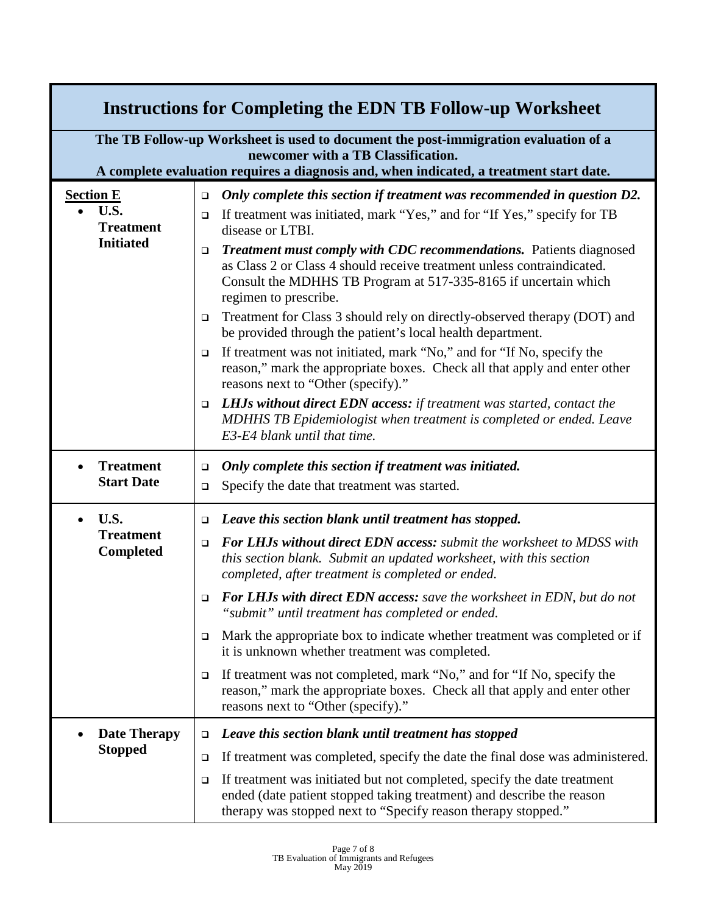# Instructions for Completing the EDN TB Follow-up Worksheet

**The TB Follow-up Worksheet is used to document the post-immigration evaluation of a newcomer with a TB Classification.**
**A complete evaluation requires a diagnosis and, when indicated, a treatment start date.**

| | |
|---|---|
| **Section E**<br>• **U.S. Treatment Initiated** | ❑ ***Only complete this section if treatment was recommended in question D2.***<br>❑ If treatment was initiated, mark "Yes," and for "If Yes," specify for TB disease or LTBI.<br>❑ ***Treatment must comply with CDC recommendations.*** Patients diagnosed as Class 2 or Class 4 should receive treatment unless contraindicated. Consult the MDHHS TB Program at 517-335-8165 if uncertain which regimen to prescribe.<br>❑ Treatment for Class 3 should rely on directly-observed therapy (DOT) and be provided through the patient's local health department.<br>❑ If treatment was not initiated, mark "No," and for "If No, specify the reason," mark the appropriate boxes. Check all that apply and enter other reasons next to "Other (specify)."<br>❑ ***LHJs without direct EDN access:*** *if treatment was started, contact the MDHHS TB Epidemiologist when treatment is completed or ended. Leave E3-E4 blank until that time.* |
| • **Treatment Start Date** | ❑ ***Only complete this section if treatment was initiated.***<br>❑ Specify the date that treatment was started. |
| • **U.S. Treatment Completed** | ❑ ***Leave this section blank until treatment has stopped.***<br>❑ ***For LHJs without direct EDN access:*** *submit the worksheet to MDSS with this section blank. Submit an updated worksheet, with this section completed, after treatment is completed or ended.*<br>❑ ***For LHJs with direct EDN access:*** *save the worksheet in EDN, but do not "submit" until treatment has completed or ended.*<br>❑ Mark the appropriate box to indicate whether treatment was completed or if it is unknown whether treatment was completed.<br>❑ If treatment was not completed, mark "No," and for "If No, specify the reason," mark the appropriate boxes. Check all that apply and enter other reasons next to "Other (specify)." |
| • **Date Therapy Stopped** | ❑ ***Leave this section blank until treatment has stopped***<br>❑ If treatment was completed, specify the date the final dose was administered.<br>❑ If treatment was initiated but not completed, specify the date treatment ended (date patient stopped taking treatment) and describe the reason therapy was stopped next to "Specify reason therapy stopped." |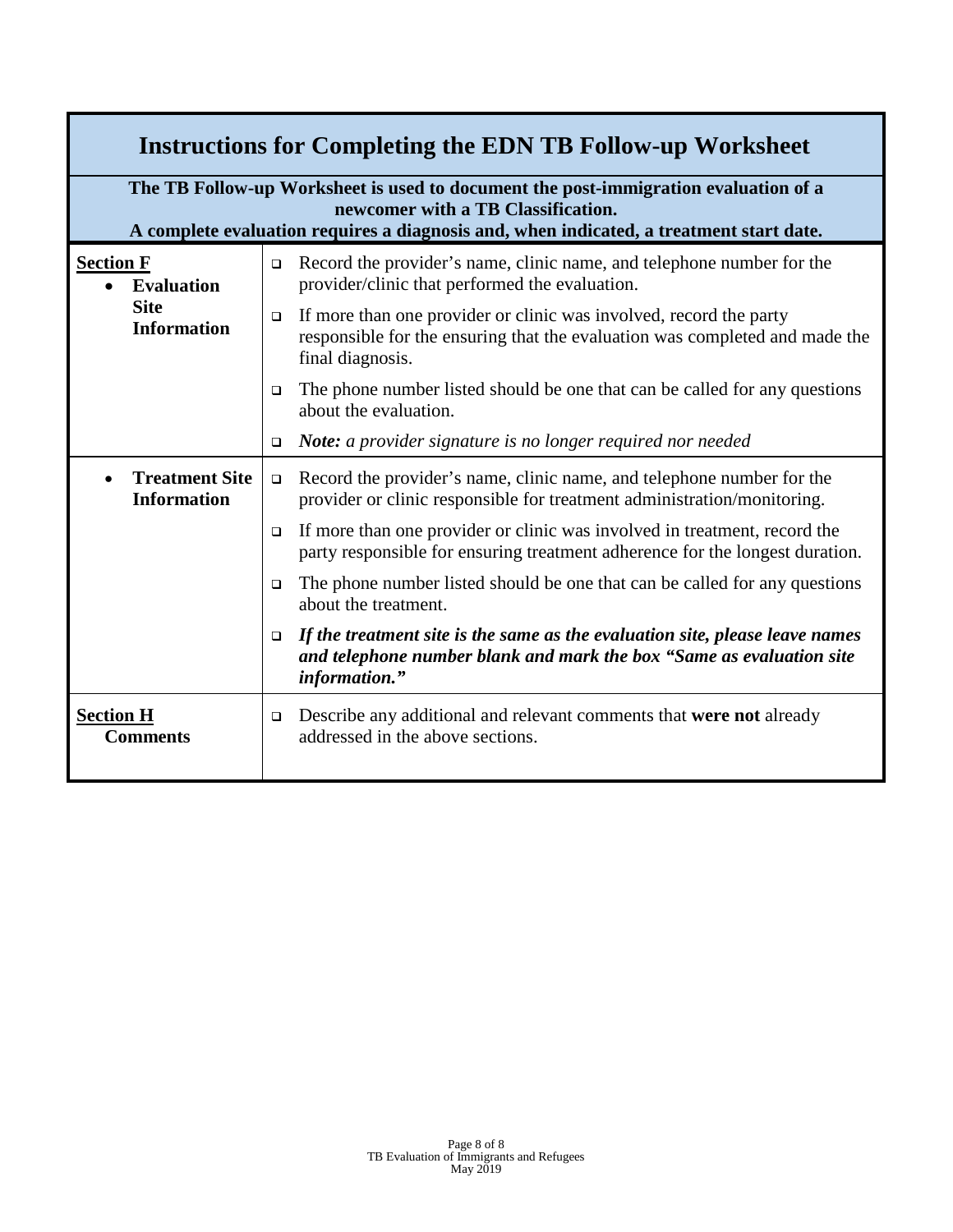# Instructions for Completing the EDN TB Follow-up Worksheet

**The TB Follow-up Worksheet is used to document the post-immigration evaluation of a newcomer with a TB Classification.**
**A complete evaluation requires a diagnosis and, when indicated, a treatment start date.**

| | |
|---|---|
| **Section F**<br>• **Evaluation Site Information** | ❑ Record the provider's name, clinic name, and telephone number for the provider/clinic that performed the evaluation.<br>❑ If more than one provider or clinic was involved, record the party responsible for the ensuring that the evaluation was completed and made the final diagnosis.<br>❑ The phone number listed should be one that can be called for any questions about the evaluation.<br>❑ ***Note:*** *a provider signature is no longer required nor needed* |
| • **Treatment Site Information** | ❑ Record the provider's name, clinic name, and telephone number for the provider or clinic responsible for treatment administration/monitoring.<br>❑ If more than one provider or clinic was involved in treatment, record the party responsible for ensuring treatment adherence for the longest duration.<br>❑ The phone number listed should be one that can be called for any questions about the treatment.<br>❑ ***If the treatment site is the same as the evaluation site, please leave names and telephone number blank and mark the box "Same as evaluation site information."*** |
| **Section H**<br>**Comments** | ❑ Describe any additional and relevant comments that **were not** already addressed in the above sections. |